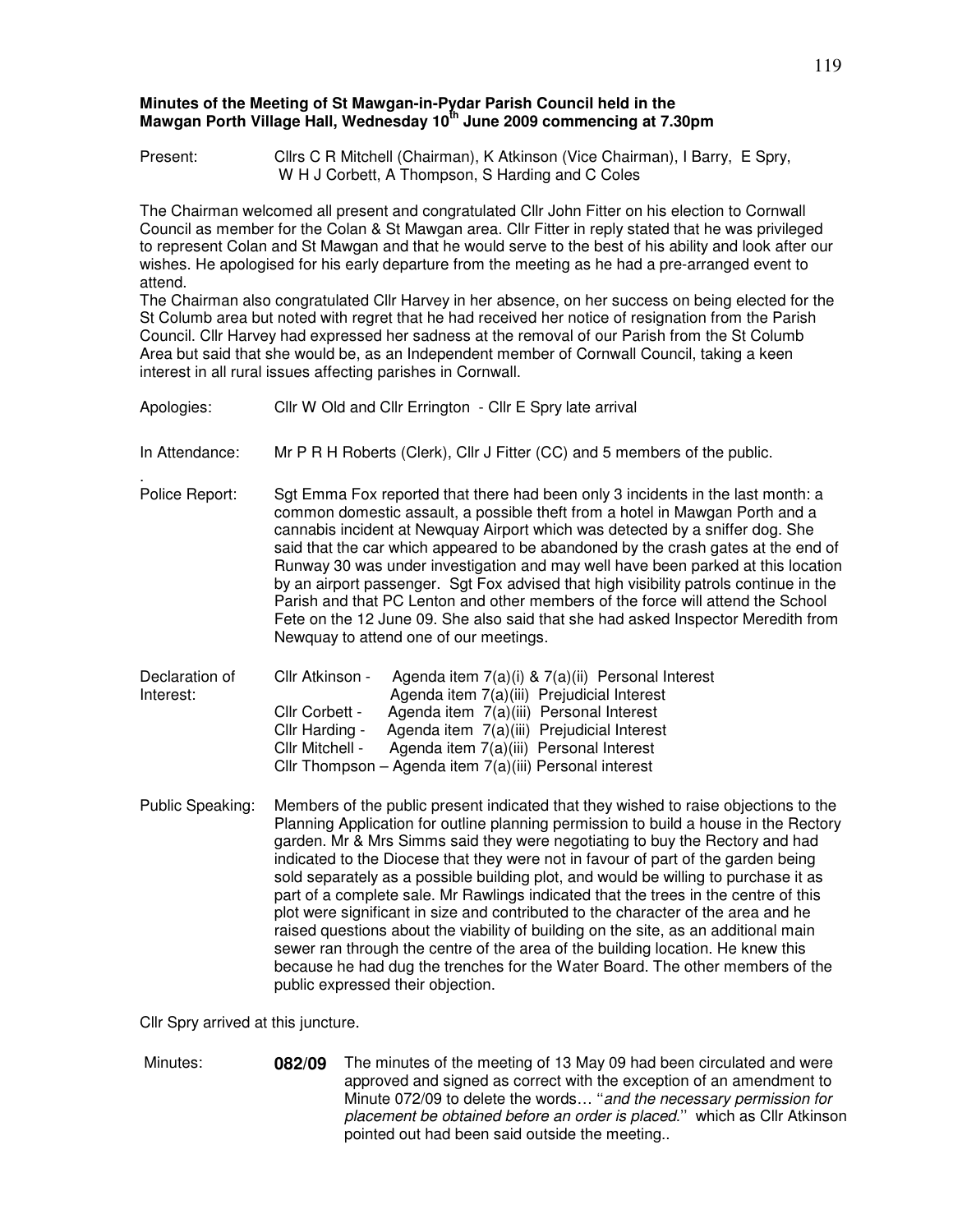**Minutes of the Meeting of St Mawgan-in-Pydar Parish Council held in the Mawgan Porth Village Hall, Wednesday 10th June 2009 commencing at 7.30pm**

Present: Cllrs C R Mitchell (Chairman), K Atkinson (Vice Chairman), I Barry, E Spry, W H J Corbett, A Thompson, S Harding and C Coles

The Chairman welcomed all present and congratulated Cllr John Fitter on his election to Cornwall Council as member for the Colan & St Mawgan area. Cllr Fitter in reply stated that he was privileged to represent Colan and St Mawgan and that he would serve to the best of his ability and look after our wishes. He apologised for his early departure from the meeting as he had a pre-arranged event to attend.

The Chairman also congratulated Cllr Harvey in her absence, on her success on being elected for the St Columb area but noted with regret that he had received her notice of resignation from the Parish Council. Cllr Harvey had expressed her sadness at the removal of our Parish from the St Columb Area but said that she would be, as an Independent member of Cornwall Council, taking a keen interest in all rural issues affecting parishes in Cornwall.

Apologies: Cllr W Old and Cllr Errington - Cllr E Spry late arrival

In Attendance: Mr P R H Roberts (Clerk), Cllr J Fitter (CC) and 5 members of the public.

Police Report: Sgt Emma Fox reported that there had been only 3 incidents in the last month: a common domestic assault, a possible theft from a hotel in Mawgan Porth and a cannabis incident at Newquay Airport which was detected by a sniffer dog. She said that the car which appeared to be abandoned by the crash gates at the end of Runway 30 was under investigation and may well have been parked at this location by an airport passenger. Sgt Fox advised that high visibility patrols continue in the Parish and that PC Lenton and other members of the force will attend the School Fete on the 12 June 09. She also said that she had asked Inspector Meredith from Newquay to attend one of our meetings.

Declaration of Interest:

- Cllr Atkinson - Agenda item 7(a)(i) & 7(a)(ii) Personal Interest
  Agenda item 7(a)(iii) Prejudicial Interest
- Cllr Corbett - Agenda item 7(a)(iii) Personal Interest
- Cllr Harding - Agenda item 7(a)(iii) Prejudicial Interest
- Cllr Mitchell - Agenda item 7(a)(iii) Personal Interest
- Cllr Thompson – Agenda item 7(a)(iii) Personal interest

Public Speaking: Members of the public present indicated that they wished to raise objections to the Planning Application for outline planning permission to build a house in the Rectory garden. Mr & Mrs Simms said they were negotiating to buy the Rectory and had indicated to the Diocese that they were not in favour of part of the garden being sold separately as a possible building plot, and would be willing to purchase it as part of a complete sale. Mr Rawlings indicated that the trees in the centre of this plot were significant in size and contributed to the character of the area and he raised questions about the viability of building on the site, as an additional main sewer ran through the centre of the area of the building location. He knew this because he had dug the trenches for the Water Board. The other members of the public expressed their objection.

Cllr Spry arrived at this juncture.

Minutes: **082/09** The minutes of the meeting of 13 May 09 had been circulated and were approved and signed as correct with the exception of an amendment to Minute 072/09 to delete the words… "*and the necessary permission for placement be obtained before an order is placed*." which as Cllr Atkinson pointed out had been said outside the meeting..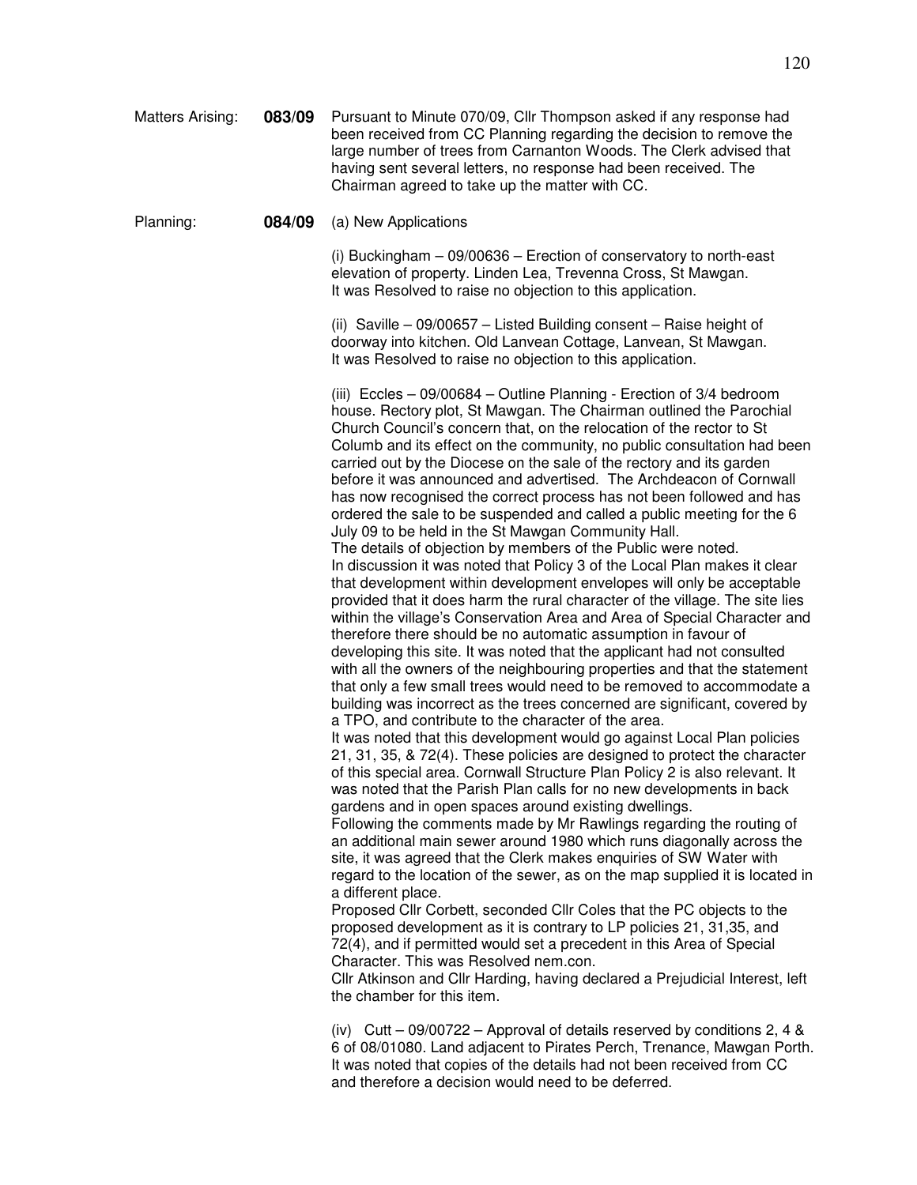Matters Arising: **083/09** Pursuant to Minute 070/09, Cllr Thompson asked if any response had been received from CC Planning regarding the decision to remove the large number of trees from Carnanton Woods. The Clerk advised that having sent several letters, no response had been received. The Chairman agreed to take up the matter with CC.

Planning: **084/09** (a) New Applications

(i) Buckingham – 09/00636 – Erection of conservatory to north-east elevation of property. Linden Lea, Trevenna Cross, St Mawgan.
It was Resolved to raise no objection to this application.

(ii) Saville – 09/00657 – Listed Building consent – Raise height of doorway into kitchen. Old Lanvean Cottage, Lanvean, St Mawgan.
It was Resolved to raise no objection to this application.

(iii) Eccles – 09/00684 – Outline Planning - Erection of 3/4 bedroom house. Rectory plot, St Mawgan. The Chairman outlined the Parochial Church Council's concern that, on the relocation of the rector to St Columb and its effect on the community, no public consultation had been carried out by the Diocese on the sale of the rectory and its garden before it was announced and advertised. The Archdeacon of Cornwall has now recognised the correct process has not been followed and has ordered the sale to be suspended and called a public meeting for the 6 July 09 to be held in the St Mawgan Community Hall.
The details of objection by members of the Public were noted.
In discussion it was noted that Policy 3 of the Local Plan makes it clear that development within development envelopes will only be acceptable provided that it does harm the rural character of the village. The site lies within the village's Conservation Area and Area of Special Character and therefore there should be no automatic assumption in favour of developing this site. It was noted that the applicant had not consulted with all the owners of the neighbouring properties and that the statement that only a few small trees would need to be removed to accommodate a building was incorrect as the trees concerned are significant, covered by a TPO, and contribute to the character of the area.
It was noted that this development would go against Local Plan policies 21, 31, 35, & 72(4). These policies are designed to protect the character of this special area. Cornwall Structure Plan Policy 2 is also relevant. It was noted that the Parish Plan calls for no new developments in back gardens and in open spaces around existing dwellings.
Following the comments made by Mr Rawlings regarding the routing of an additional main sewer around 1980 which runs diagonally across the site, it was agreed that the Clerk makes enquiries of SW Water with regard to the location of the sewer, as on the map supplied it is located in a different place.
Proposed Cllr Corbett, seconded Cllr Coles that the PC objects to the proposed development as it is contrary to LP policies 21, 31,35, and 72(4), and if permitted would set a precedent in this Area of Special Character. This was Resolved nem.con.
Cllr Atkinson and Cllr Harding, having declared a Prejudicial Interest, left the chamber for this item.

(iv) Cutt – 09/00722 – Approval of details reserved by conditions 2, 4 & 6 of 08/01080. Land adjacent to Pirates Perch, Trenance, Mawgan Porth. It was noted that copies of the details had not been received from CC and therefore a decision would need to be deferred.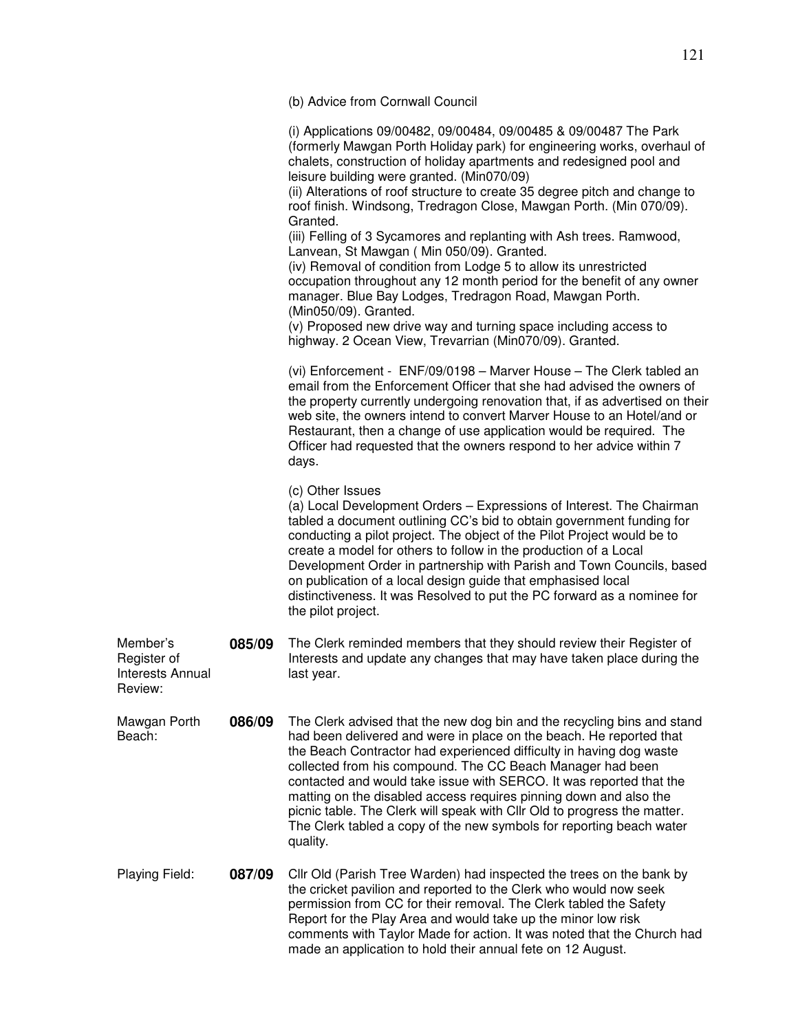(b) Advice from Cornwall Council

(i) Applications 09/00482, 09/00484, 09/00485 & 09/00487 The Park (formerly Mawgan Porth Holiday park) for engineering works, overhaul of chalets, construction of holiday apartments and redesigned pool and leisure building were granted. (Min070/09)
(ii) Alterations of roof structure to create 35 degree pitch and change to roof finish. Windsong, Tredragon Close, Mawgan Porth. (Min 070/09). Granted.
(iii) Felling of 3 Sycamores and replanting with Ash trees. Ramwood, Lanvean, St Mawgan ( Min 050/09). Granted.
(iv) Removal of condition from Lodge 5 to allow its unrestricted occupation throughout any 12 month period for the benefit of any owner manager. Blue Bay Lodges, Tredragon Road, Mawgan Porth. (Min050/09). Granted.
(v) Proposed new drive way and turning space including access to highway. 2 Ocean View, Trevarrian (Min070/09). Granted.

(vi) Enforcement - ENF/09/0198 – Marver House – The Clerk tabled an email from the Enforcement Officer that she had advised the owners of the property currently undergoing renovation that, if as advertised on their web site, the owners intend to convert Marver House to an Hotel/and or Restaurant, then a change of use application would be required. The Officer had requested that the owners respond to her advice within 7 days.

(c) Other Issues
(a) Local Development Orders – Expressions of Interest. The Chairman tabled a document outlining CC's bid to obtain government funding for conducting a pilot project. The object of the Pilot Project would be to create a model for others to follow in the production of a Local Development Order in partnership with Parish and Town Councils, based on publication of a local design guide that emphasised local distinctiveness. It was Resolved to put the PC forward as a nominee for the pilot project.

Member's Register of Interests Annual Review: **085/09** The Clerk reminded members that they should review their Register of Interests and update any changes that may have taken place during the last year.

Mawgan Porth Beach: **086/09** The Clerk advised that the new dog bin and the recycling bins and stand had been delivered and were in place on the beach. He reported that the Beach Contractor had experienced difficulty in having dog waste collected from his compound. The CC Beach Manager had been contacted and would take issue with SERCO. It was reported that the matting on the disabled access requires pinning down and also the picnic table. The Clerk will speak with Cllr Old to progress the matter. The Clerk tabled a copy of the new symbols for reporting beach water quality.

Playing Field: **087/09** Cllr Old (Parish Tree Warden) had inspected the trees on the bank by the cricket pavilion and reported to the Clerk who would now seek permission from CC for their removal. The Clerk tabled the Safety Report for the Play Area and would take up the minor low risk comments with Taylor Made for action. It was noted that the Church had made an application to hold their annual fete on 12 August.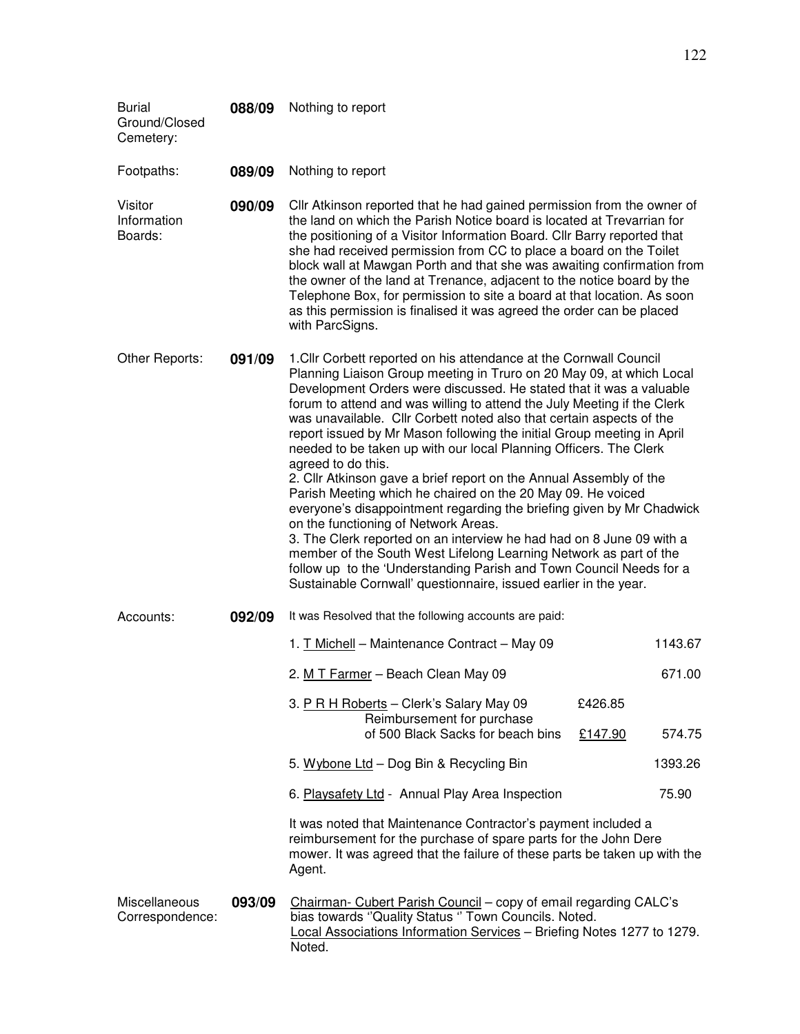| | | |
|---|---|---|
| Burial Ground/Closed Cemetery: | **088/09** | Nothing to report |
| Footpaths: | **089/09** | Nothing to report |
| Visitor Information Boards: | **090/09** | Cllr Atkinson reported that he had gained permission from the owner of the land on which the Parish Notice board is located at Trevarrian for the positioning of a Visitor Information Board. Cllr Barry reported that she had received permission from CC to place a board on the Toilet block wall at Mawgan Porth and that she was awaiting confirmation from the owner of the land at Trenance, adjacent to the notice board by the Telephone Box, for permission to site a board at that location. As soon as this permission is finalised it was agreed the order can be placed with ParcSigns. |
| Other Reports: | **091/09** | 1.Cllr Corbett reported on his attendance at the Cornwall Council Planning Liaison Group meeting in Truro on 20 May 09, at which Local Development Orders were discussed. He stated that it was a valuable forum to attend and was willing to attend the July Meeting if the Clerk was unavailable. Cllr Corbett noted also that certain aspects of the report issued by Mr Mason following the initial Group meeting in April needed to be taken up with our local Planning Officers. The Clerk agreed to do this.<br>2. Cllr Atkinson gave a brief report on the Annual Assembly of the Parish Meeting which he chaired on the 20 May 09. He voiced everyone's disappointment regarding the briefing given by Mr Chadwick on the functioning of Network Areas.<br>3. The Clerk reported on an interview he had had on 8 June 09 with a member of the South West Lifelong Learning Network as part of the follow up to the 'Understanding Parish and Town Council Needs for a Sustainable Cornwall' questionnaire, issued earlier in the year. |

**Accounts: 092/09** It was Resolved that the following accounts are paid:

| | | |
|---|---|---|
| 1. T Michell – Maintenance Contract – May 09 | | 1143.67 |
| 2. M T Farmer – Beach Clean May 09 | | 671.00 |
| 3. P R H Roberts – Clerk's Salary May 09 | £426.85 | |
| Reimbursement for purchase of 500 Black Sacks for beach bins | £147.90 | 574.75 |
| 5. Wybone Ltd – Dog Bin & Recycling Bin | | 1393.26 |
| 6. Playsafety Ltd - Annual Play Area Inspection | | 75.90 |

It was noted that Maintenance Contractor's payment included a reimbursement for the purchase of spare parts for the John Dere mower. It was agreed that the failure of these parts be taken up with the Agent.

**Miscellaneous Correspondence: 093/09**

Chairman- Cubert Parish Council – copy of email regarding CALC's bias towards ''Quality Status '' Town Councils. Noted.
Local Associations Information Services – Briefing Notes 1277 to 1279. Noted.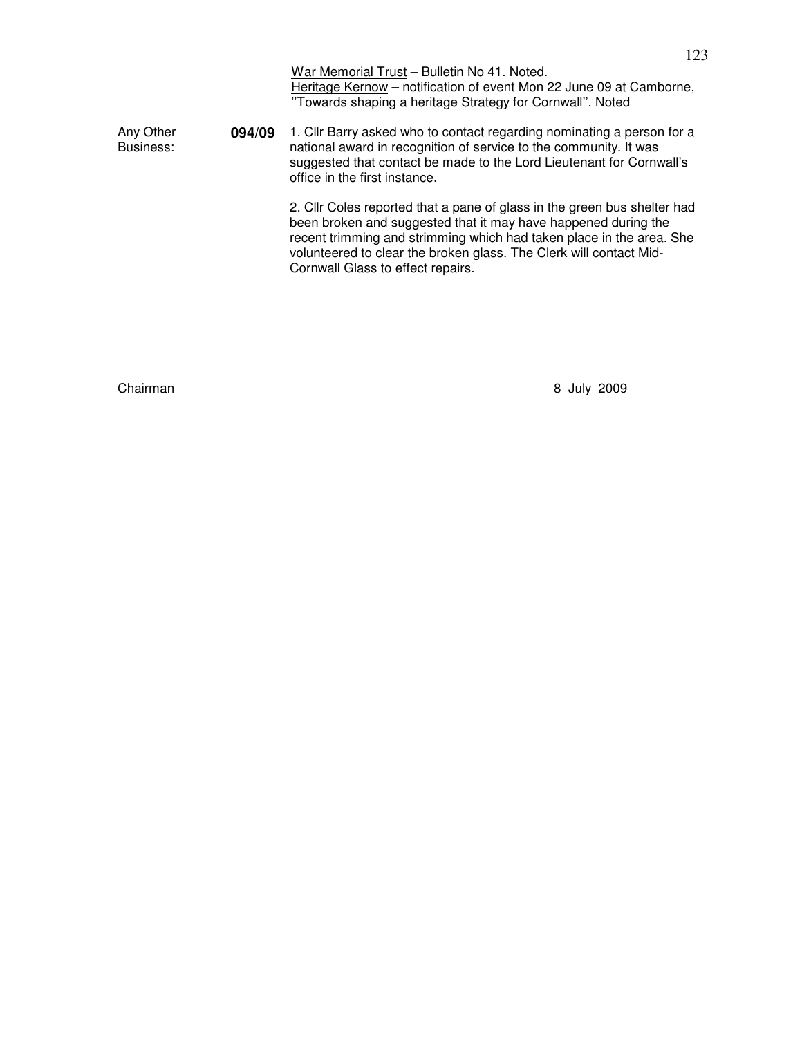<u>War Memorial Trust</u> – Bulletin No 41. Noted.
<u>Heritage Kernow</u> – notification of event Mon 22 June 09 at Camborne, ''Towards shaping a heritage Strategy for Cornwall''. Noted

Any Other Business: **094/09**

1. Cllr Barry asked who to contact regarding nominating a person for a national award in recognition of service to the community. It was suggested that contact be made to the Lord Lieutenant for Cornwall's office in the first instance.

2. Cllr Coles reported that a pane of glass in the green bus shelter had been broken and suggested that it may have happened during the recent trimming and strimming which had taken place in the area. She volunteered to clear the broken glass. The Clerk will contact Mid-Cornwall Glass to effect repairs.

Chairman 8 July 2009